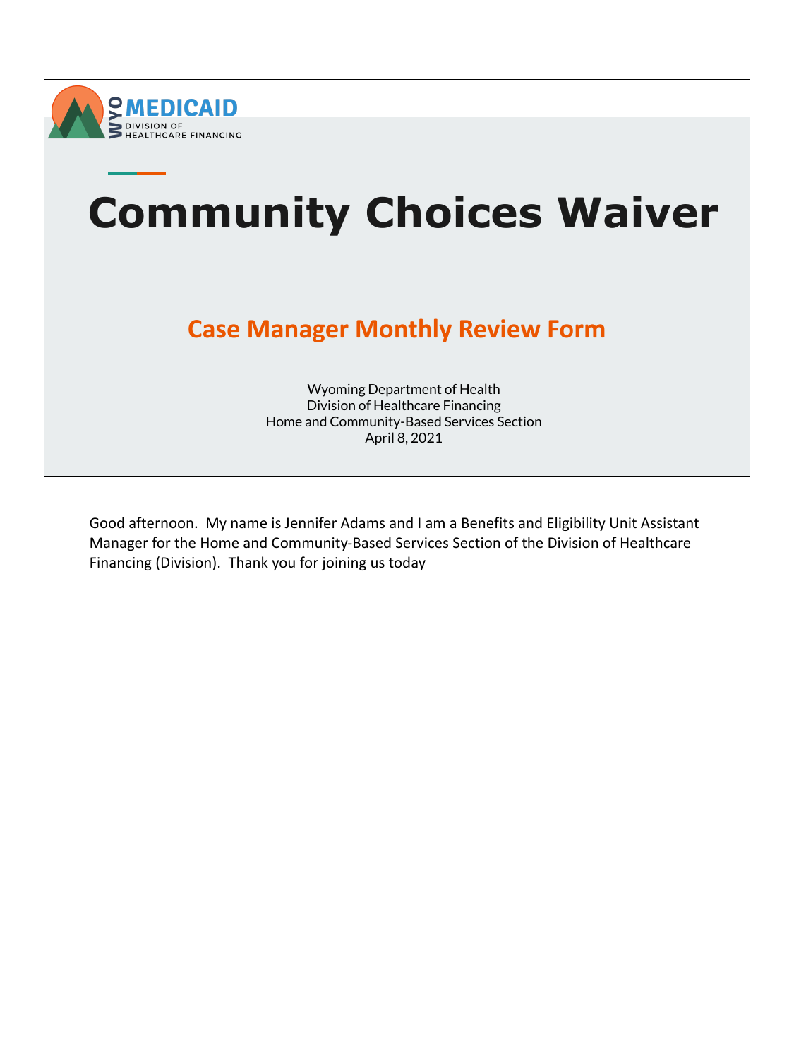WYO MEDICAID
DIVISION OF HEALTHCARE FINANCING

# Community Choices Waiver

## Case Manager Monthly Review Form

Wyoming Department of Health
Division of Healthcare Financing
Home and Community-Based Services Section
April 8, 2021

Good afternoon. My name is Jennifer Adams and I am a Benefits and Eligibility Unit Assistant Manager for the Home and Community-Based Services Section of the Division of Healthcare Financing (Division). Thank you for joining us today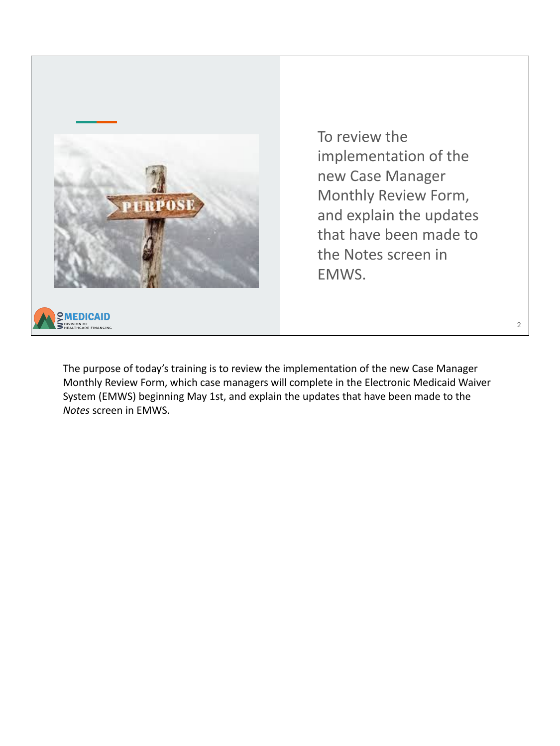To review the implementation of the new Case Manager Monthly Review Form, and explain the updates that have been made to the Notes screen in EMWS.

The purpose of today's training is to review the implementation of the new Case Manager Monthly Review Form, which case managers will complete in the Electronic Medicaid Waiver System (EMWS) beginning May 1st, and explain the updates that have been made to the *Notes* screen in EMWS.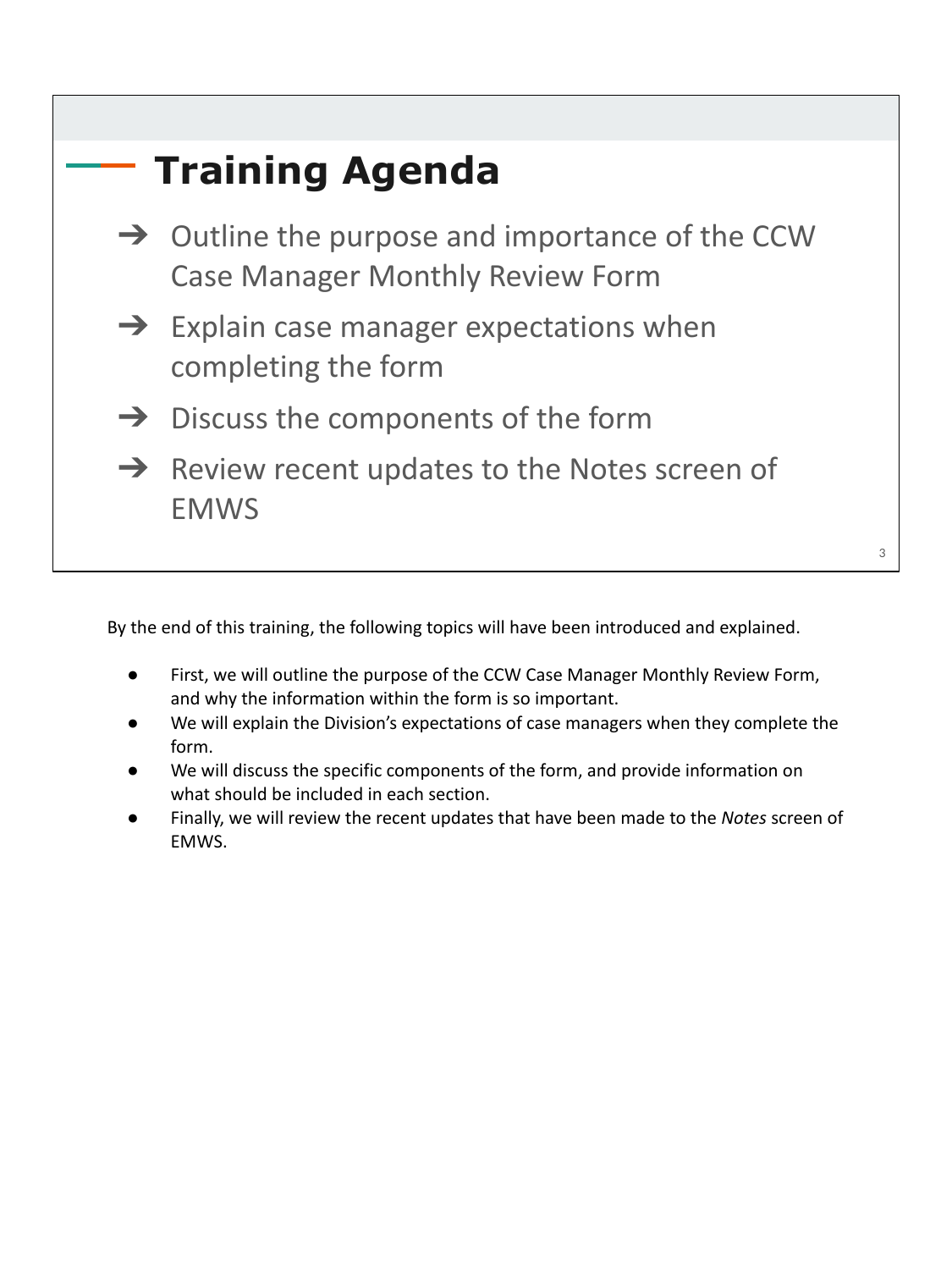## Training Agenda

- ➔ Outline the purpose and importance of the CCW Case Manager Monthly Review Form
- ➔ Explain case manager expectations when completing the form
- ➔ Discuss the components of the form
- ➔ Review recent updates to the Notes screen of EMWS

By the end of this training, the following topics will have been introduced and explained.

- First, we will outline the purpose of the CCW Case Manager Monthly Review Form, and why the information within the form is so important.
- We will explain the Division's expectations of case managers when they complete the form.
- We will discuss the specific components of the form, and provide information on what should be included in each section.
- Finally, we will review the recent updates that have been made to the *Notes* screen of EMWS.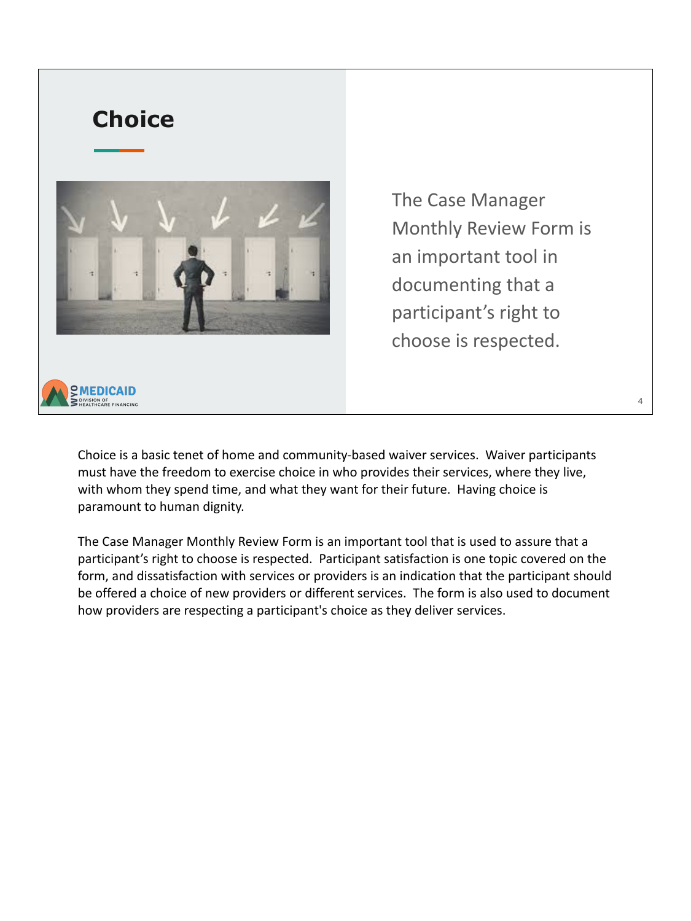## Choice

The Case Manager Monthly Review Form is an important tool in documenting that a participant's right to choose is respected.

Choice is a basic tenet of home and community-based waiver services. Waiver participants must have the freedom to exercise choice in who provides their services, where they live, with whom they spend time, and what they want for their future. Having choice is paramount to human dignity.

The Case Manager Monthly Review Form is an important tool that is used to assure that a participant's right to choose is respected. Participant satisfaction is one topic covered on the form, and dissatisfaction with services or providers is an indication that the participant should be offered a choice of new providers or different services. The form is also used to document how providers are respecting a participant's choice as they deliver services.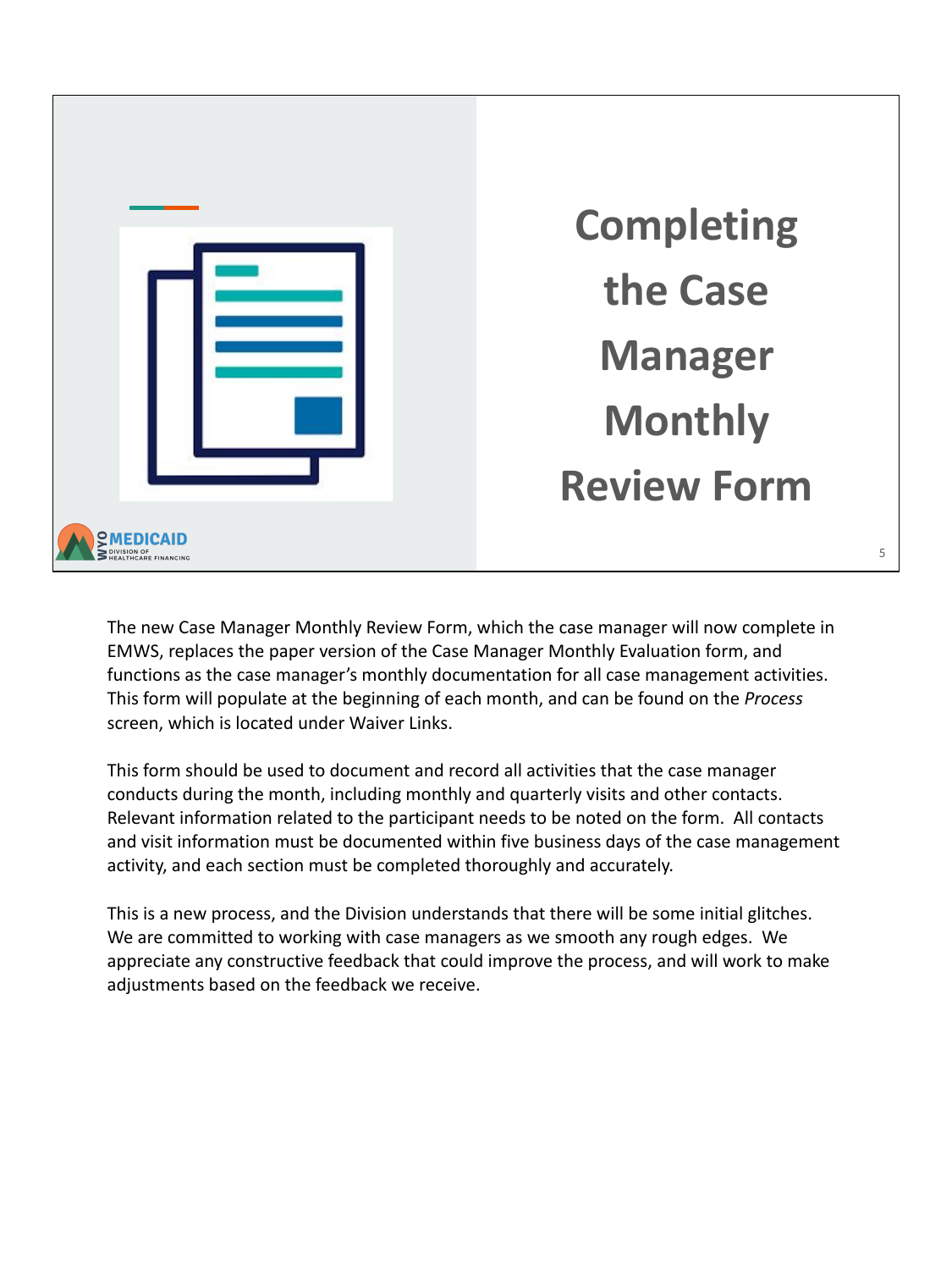# Completing the Case Manager Monthly Review Form

The new Case Manager Monthly Review Form, which the case manager will now complete in EMWS, replaces the paper version of the Case Manager Monthly Evaluation form, and functions as the case manager's monthly documentation for all case management activities. This form will populate at the beginning of each month, and can be found on the *Process* screen, which is located under Waiver Links.

This form should be used to document and record all activities that the case manager conducts during the month, including monthly and quarterly visits and other contacts. Relevant information related to the participant needs to be noted on the form. All contacts and visit information must be documented within five business days of the case management activity, and each section must be completed thoroughly and accurately.

This is a new process, and the Division understands that there will be some initial glitches. We are committed to working with case managers as we smooth any rough edges. We appreciate any constructive feedback that could improve the process, and will work to make adjustments based on the feedback we receive.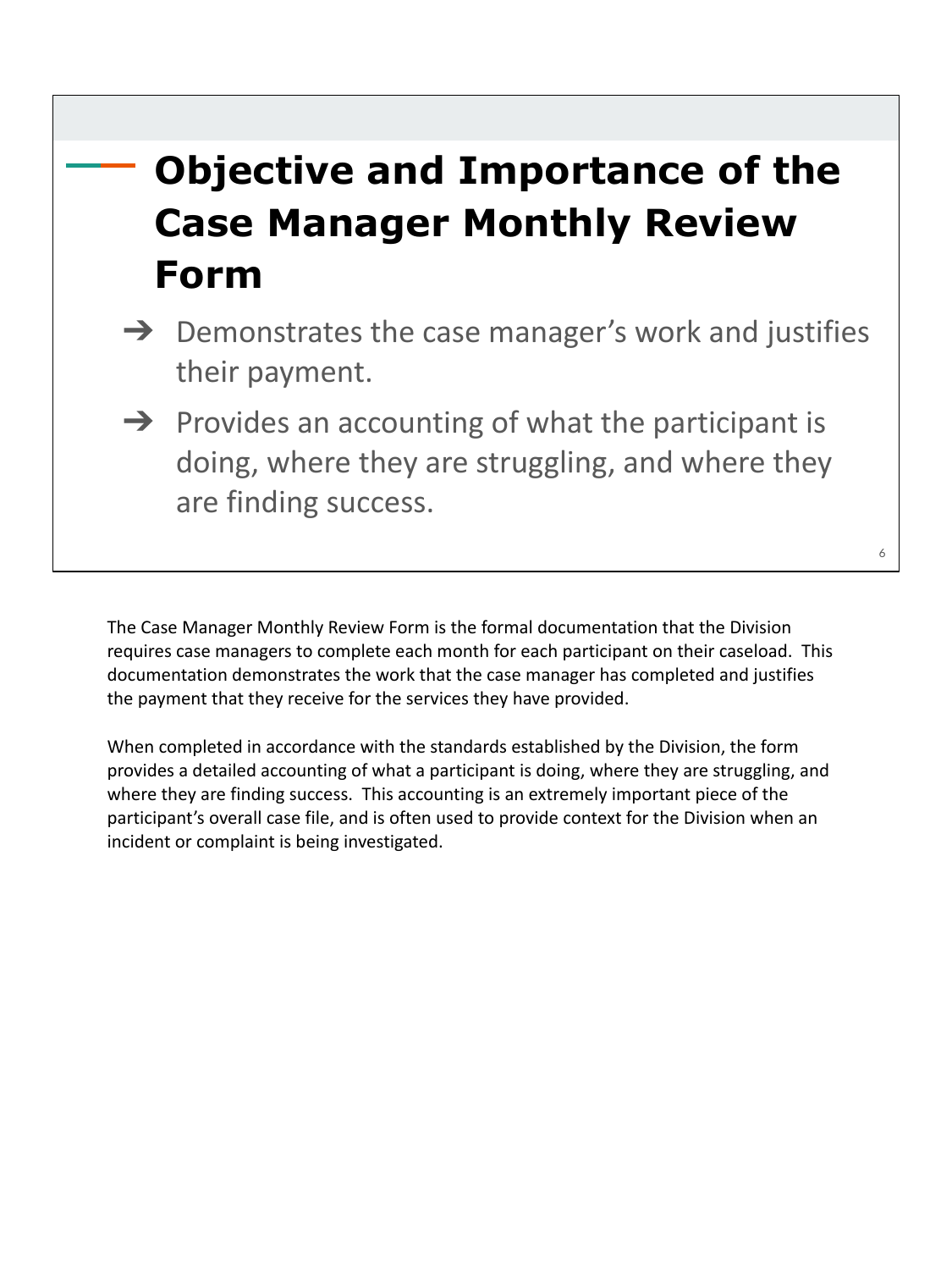# Objective and Importance of the Case Manager Monthly Review Form

- Demonstrates the case manager's work and justifies their payment.
- Provides an accounting of what the participant is doing, where they are struggling, and where they are finding success.

The Case Manager Monthly Review Form is the formal documentation that the Division requires case managers to complete each month for each participant on their caseload. This documentation demonstrates the work that the case manager has completed and justifies the payment that they receive for the services they have provided.

When completed in accordance with the standards established by the Division, the form provides a detailed accounting of what a participant is doing, where they are struggling, and where they are finding success. This accounting is an extremely important piece of the participant's overall case file, and is often used to provide context for the Division when an incident or complaint is being investigated.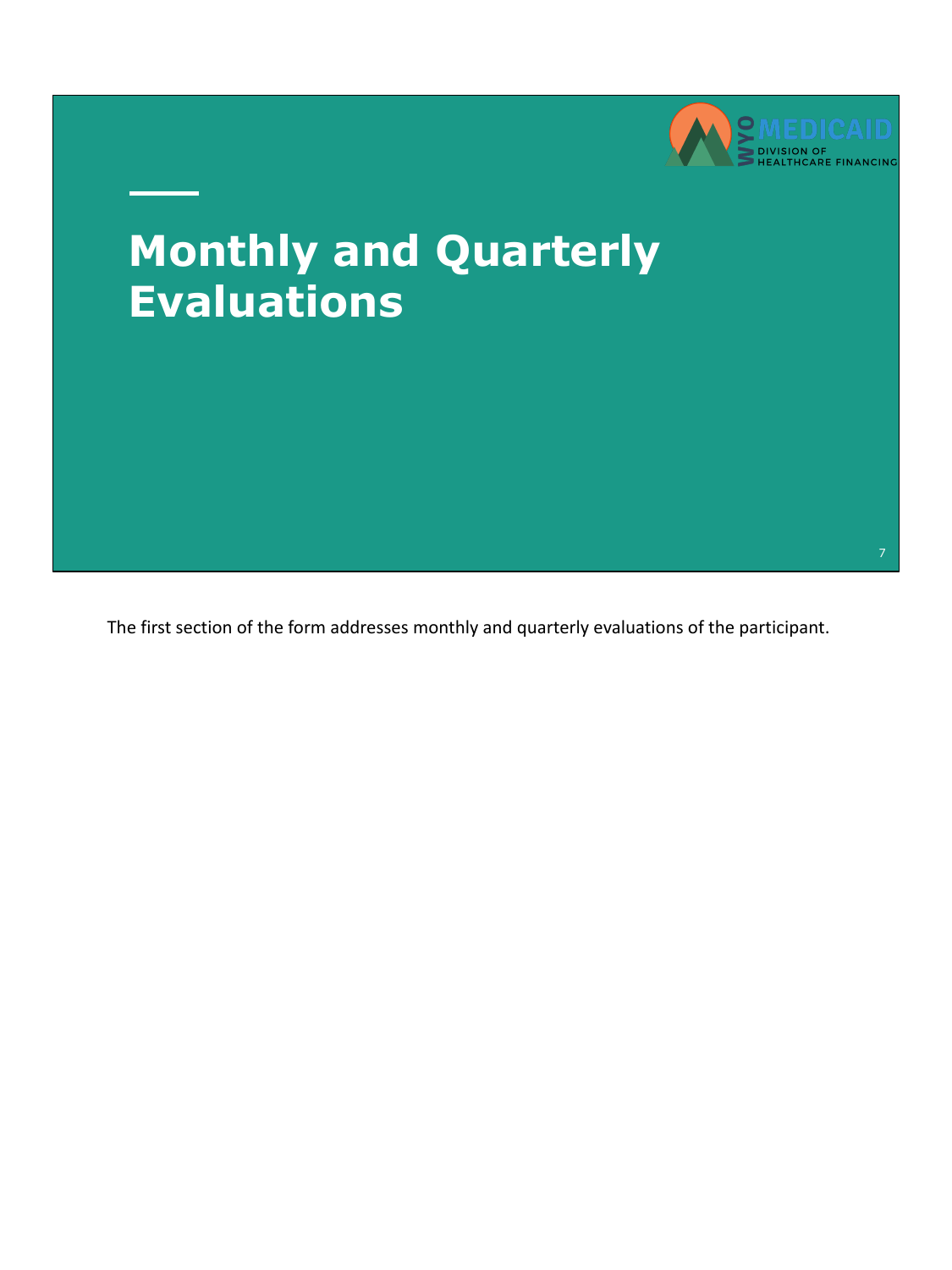# Monthly and Quarterly Evaluations

The first section of the form addresses monthly and quarterly evaluations of the participant.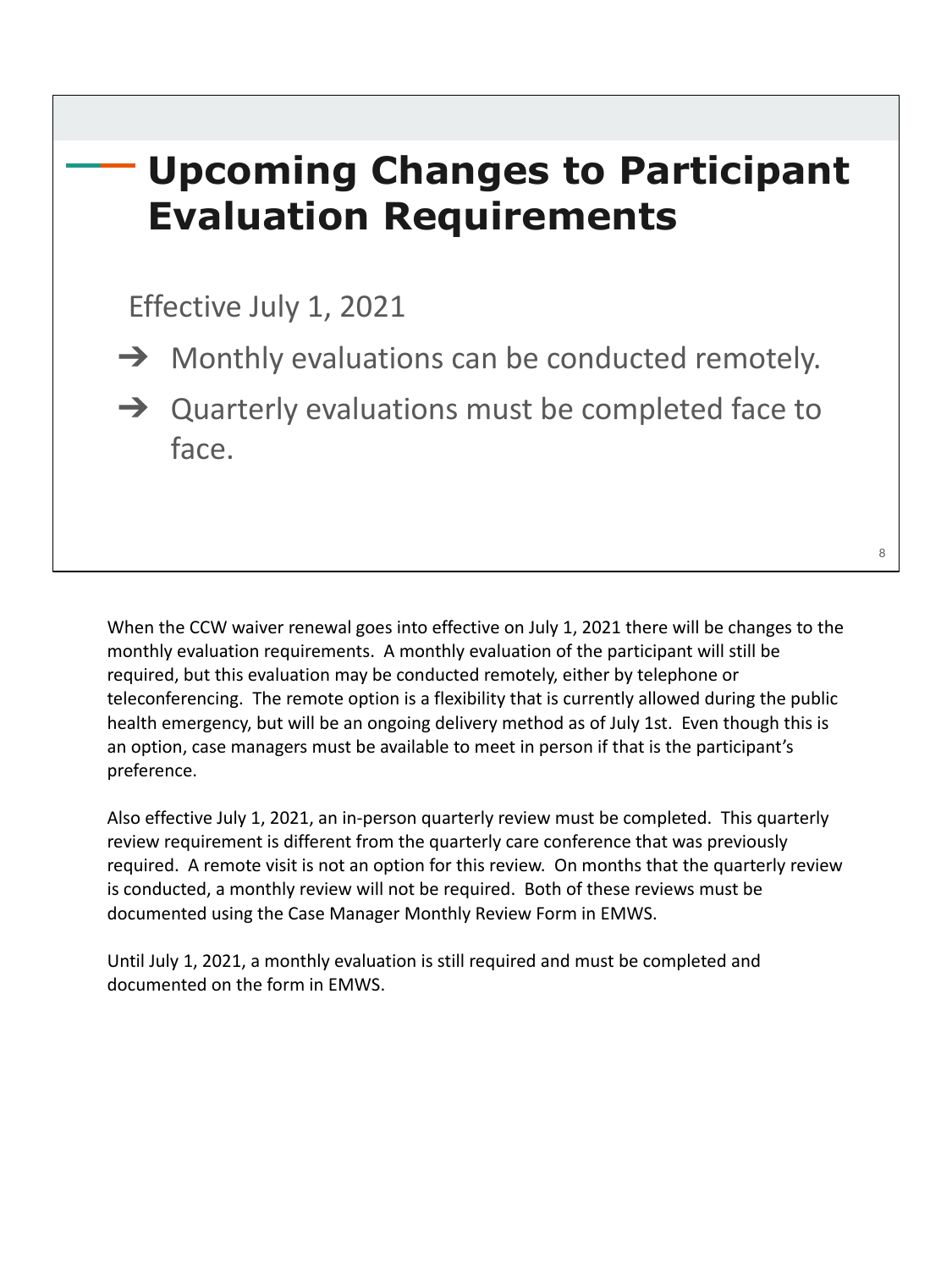# Upcoming Changes to Participant Evaluation Requirements

Effective July 1, 2021

- ➔ Monthly evaluations can be conducted remotely.
- ➔ Quarterly evaluations must be completed face to face.

When the CCW waiver renewal goes into effective on July 1, 2021 there will be changes to the monthly evaluation requirements. A monthly evaluation of the participant will still be required, but this evaluation may be conducted remotely, either by telephone or teleconferencing. The remote option is a flexibility that is currently allowed during the public health emergency, but will be an ongoing delivery method as of July 1st. Even though this is an option, case managers must be available to meet in person if that is the participant's preference.

Also effective July 1, 2021, an in-person quarterly review must be completed. This quarterly review requirement is different from the quarterly care conference that was previously required. A remote visit is not an option for this review. On months that the quarterly review is conducted, a monthly review will not be required. Both of these reviews must be documented using the Case Manager Monthly Review Form in EMWS.

Until July 1, 2021, a monthly evaluation is still required and must be completed and documented on the form in EMWS.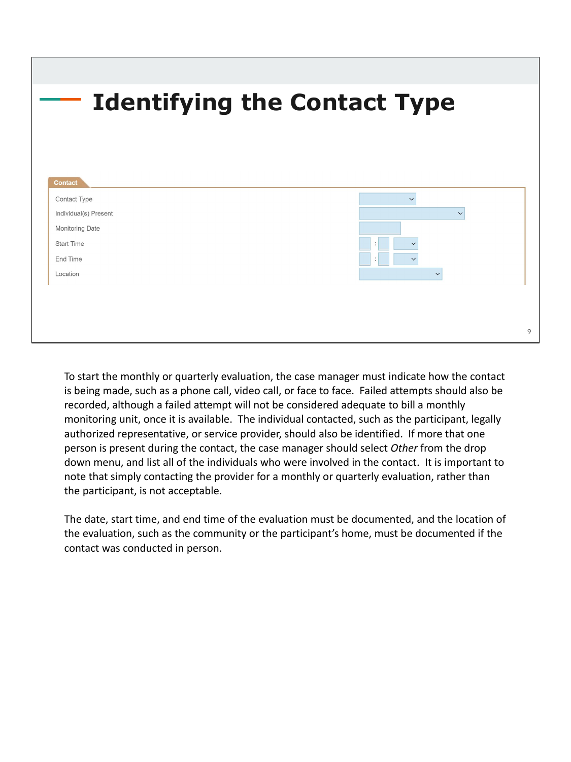# Identifying the Contact Type

**Contact**

| | |
|---|---|
| Contact Type | |
| Individual(s) Present | |
| Monitoring Date | |
| Start Time | : |
| End Time | : |
| Location | |

To start the monthly or quarterly evaluation, the case manager must indicate how the contact is being made, such as a phone call, video call, or face to face. Failed attempts should also be recorded, although a failed attempt will not be considered adequate to bill a monthly monitoring unit, once it is available. The individual contacted, such as the participant, legally authorized representative, or service provider, should also be identified. If more that one person is present during the contact, the case manager should select *Other* from the drop down menu, and list all of the individuals who were involved in the contact. It is important to note that simply contacting the provider for a monthly or quarterly evaluation, rather than the participant, is not acceptable.

The date, start time, and end time of the evaluation must be documented, and the location of the evaluation, such as the community or the participant's home, must be documented if the contact was conducted in person.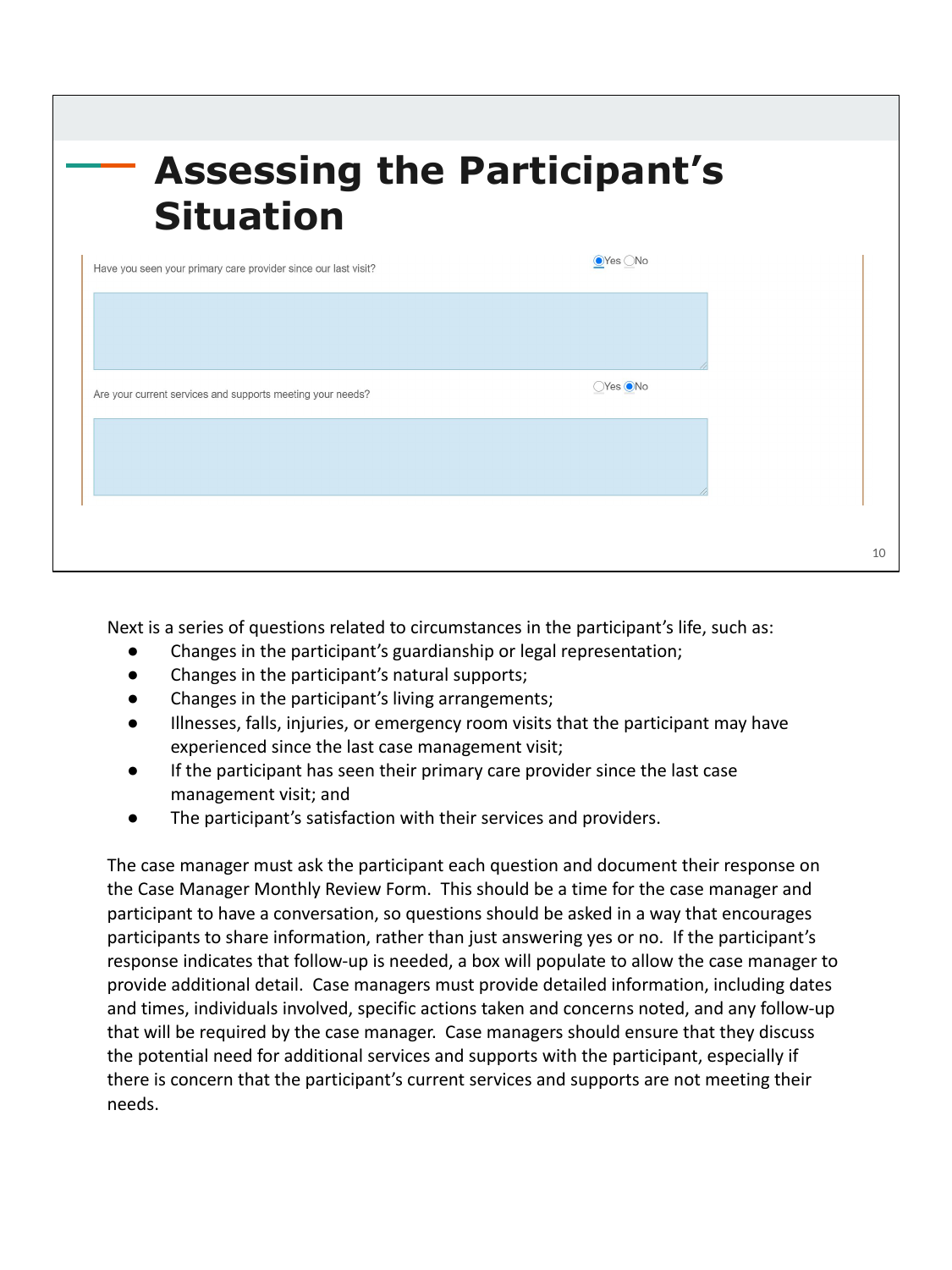# Assessing the Participant's Situation

Have you seen your primary care provider since our last visit? ◉Yes ◯No

Are your current services and supports meeting your needs? ◯Yes ◉No

Next is a series of questions related to circumstances in the participant's life, such as:

- Changes in the participant's guardianship or legal representation;
- Changes in the participant's natural supports;
- Changes in the participant's living arrangements;
- Illnesses, falls, injuries, or emergency room visits that the participant may have experienced since the last case management visit;
- If the participant has seen their primary care provider since the last case management visit; and
- The participant's satisfaction with their services and providers.

The case manager must ask the participant each question and document their response on the Case Manager Monthly Review Form. This should be a time for the case manager and participant to have a conversation, so questions should be asked in a way that encourages participants to share information, rather than just answering yes or no. If the participant's response indicates that follow-up is needed, a box will populate to allow the case manager to provide additional detail. Case managers must provide detailed information, including dates and times, individuals involved, specific actions taken and concerns noted, and any follow-up that will be required by the case manager. Case managers should ensure that they discuss the potential need for additional services and supports with the participant, especially if there is concern that the participant's current services and supports are not meeting their needs.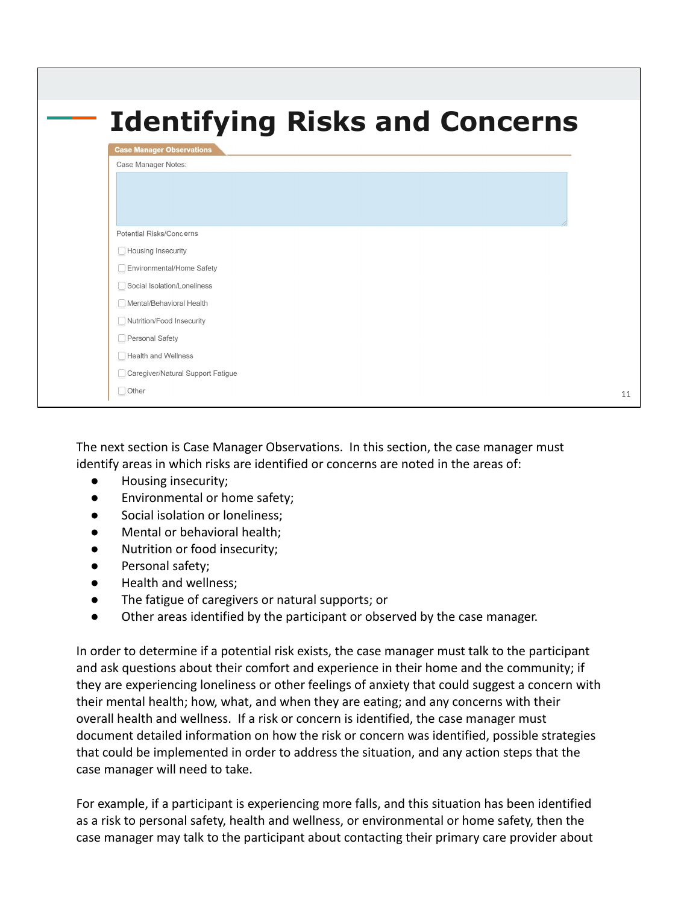# Identifying Risks and Concerns

**Case Manager Observations**

Case Manager Notes:

Potential Risks/Concerns

- [ ] Housing Insecurity
- [ ] Environmental/Home Safety
- [ ] Social Isolation/Loneliness
- [ ] Mental/Behavioral Health
- [ ] Nutrition/Food Insecurity
- [ ] Personal Safety
- [ ] Health and Wellness
- [ ] Caregiver/Natural Support Fatigue
- [ ] Other

The next section is Case Manager Observations. In this section, the case manager must identify areas in which risks are identified or concerns are noted in the areas of:

- Housing insecurity;
- Environmental or home safety;
- Social isolation or loneliness;
- Mental or behavioral health;
- Nutrition or food insecurity;
- Personal safety;
- Health and wellness;
- The fatigue of caregivers or natural supports; or
- Other areas identified by the participant or observed by the case manager.

In order to determine if a potential risk exists, the case manager must talk to the participant and ask questions about their comfort and experience in their home and the community; if they are experiencing loneliness or other feelings of anxiety that could suggest a concern with their mental health; how, what, and when they are eating; and any concerns with their overall health and wellness. If a risk or concern is identified, the case manager must document detailed information on how the risk or concern was identified, possible strategies that could be implemented in order to address the situation, and any action steps that the case manager will need to take.

For example, if a participant is experiencing more falls, and this situation has been identified as a risk to personal safety, health and wellness, or environmental or home safety, then the case manager may talk to the participant about contacting their primary care provider about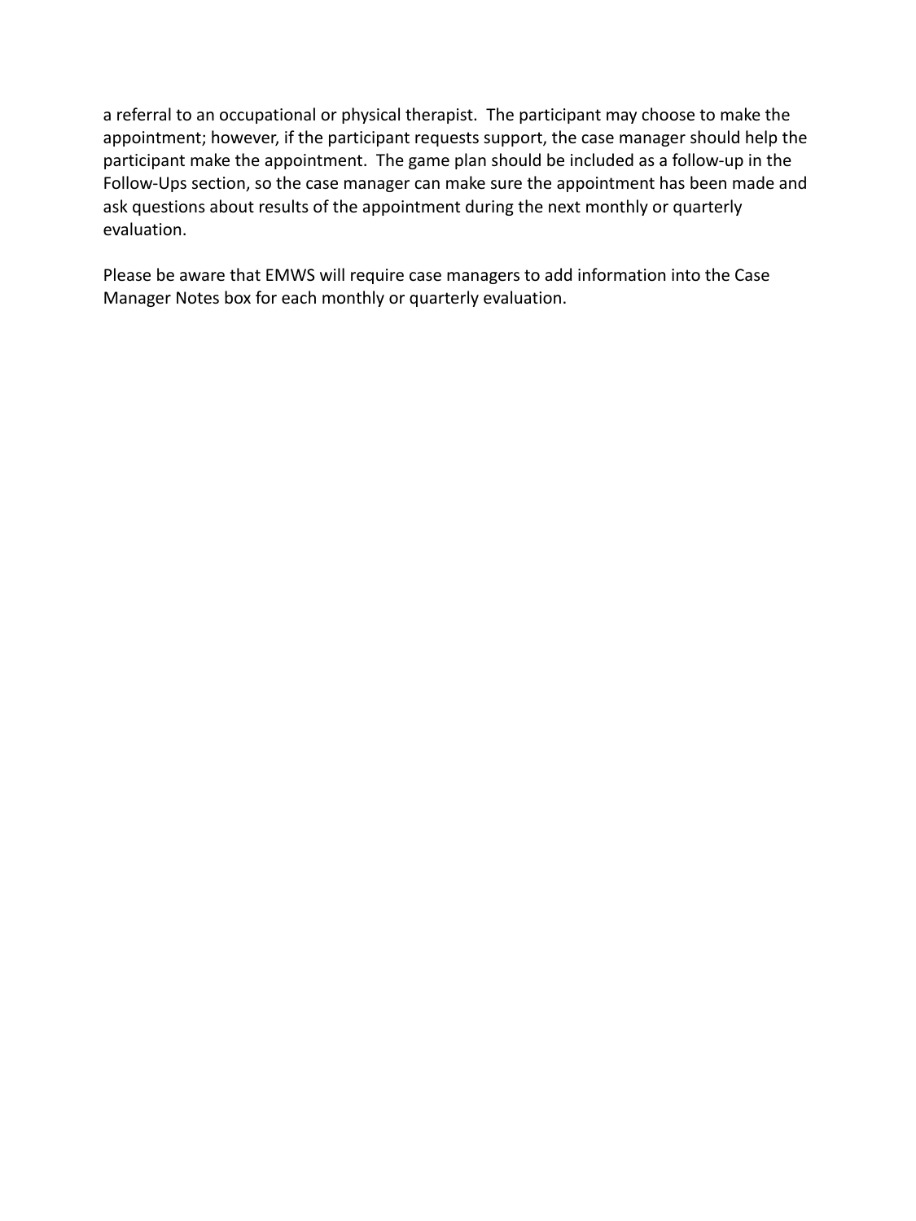a referral to an occupational or physical therapist. The participant may choose to make the appointment; however, if the participant requests support, the case manager should help the participant make the appointment. The game plan should be included as a follow-up in the Follow-Ups section, so the case manager can make sure the appointment has been made and ask questions about results of the appointment during the next monthly or quarterly evaluation.

Please be aware that EMWS will require case managers to add information into the Case Manager Notes box for each monthly or quarterly evaluation.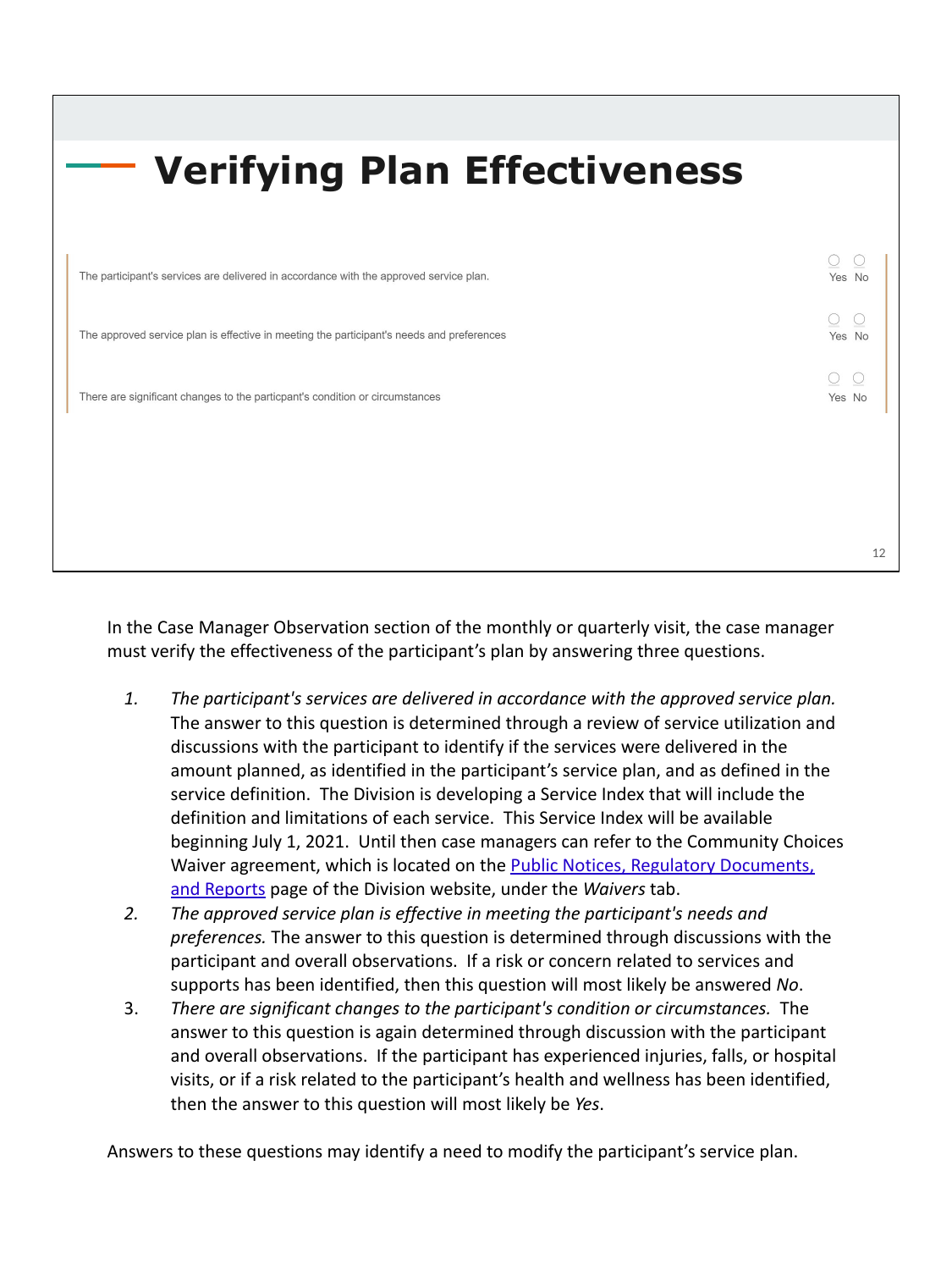# Verifying Plan Effectiveness

| | Yes | No |
|---|---|---|
| The participant's services are delivered in accordance with the approved service plan. | ○ | ○ |
| The approved service plan is effective in meeting the participant's needs and preferences | ○ | ○ |
| There are significant changes to the particpant's condition or circumstances | ○ | ○ |

In the Case Manager Observation section of the monthly or quarterly visit, the case manager must verify the effectiveness of the participant's plan by answering three questions.

1. *The participant's services are delivered in accordance with the approved service plan.* The answer to this question is determined through a review of service utilization and discussions with the participant to identify if the services were delivered in the amount planned, as identified in the participant's service plan, and as defined in the service definition. The Division is developing a Service Index that will include the definition and limitations of each service. This Service Index will be available beginning July 1, 2021. Until then case managers can refer to the Community Choices Waiver agreement, which is located on the Public Notices, Regulatory Documents, and Reports page of the Division website, under the *Waivers* tab.
2. *The approved service plan is effective in meeting the participant's needs and preferences.* The answer to this question is determined through discussions with the participant and overall observations. If a risk or concern related to services and supports has been identified, then this question will most likely be answered *No*.
3. *There are significant changes to the participant's condition or circumstances.* The answer to this question is again determined through discussion with the participant and overall observations. If the participant has experienced injuries, falls, or hospital visits, or if a risk related to the participant's health and wellness has been identified, then the answer to this question will most likely be *Yes*.

Answers to these questions may identify a need to modify the participant's service plan.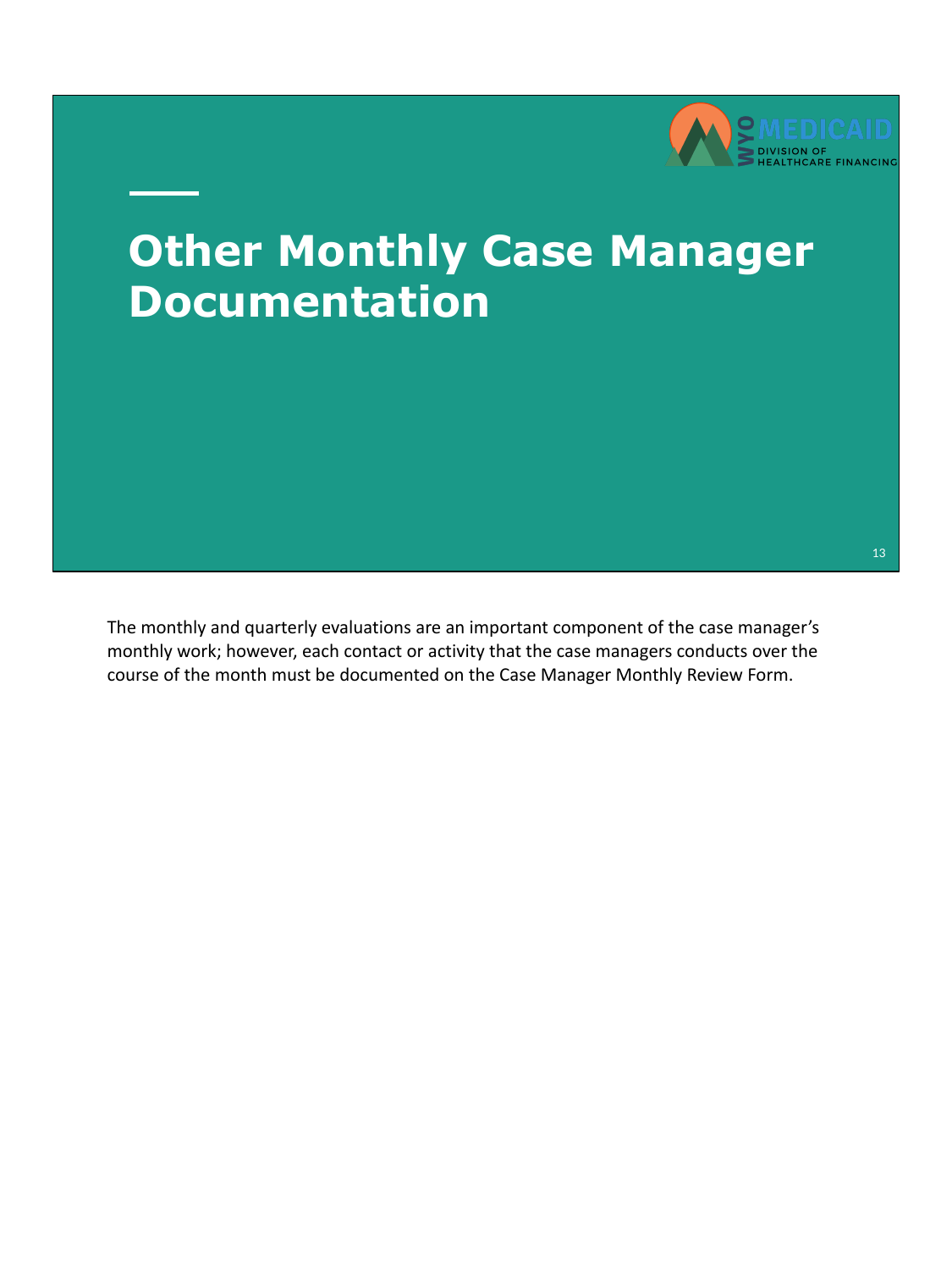# Other Monthly Case Manager Documentation

The monthly and quarterly evaluations are an important component of the case manager's monthly work; however, each contact or activity that the case managers conducts over the course of the month must be documented on the Case Manager Monthly Review Form.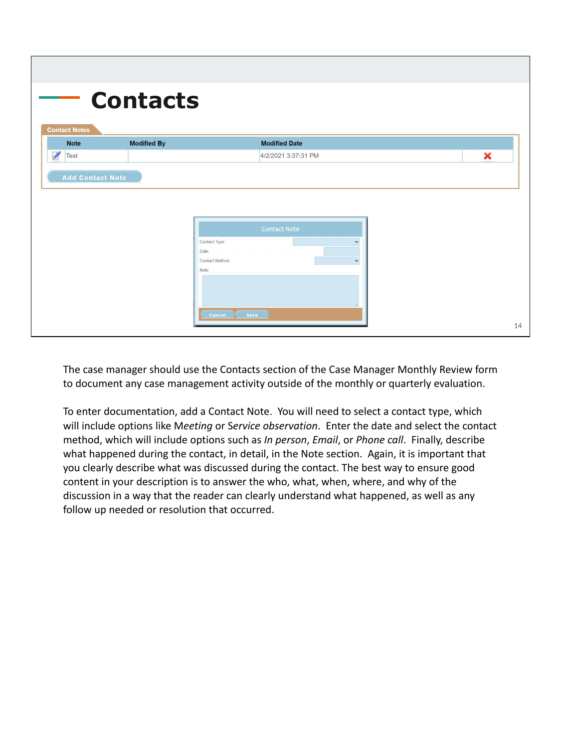# Contacts

Contact Notes

| Note | Modified By | Modified Date | |
|---|---|---|---|
| Test | | 4/2/2021 3:37:31 PM | |

Add Contact Note

Contact Note

Contact Type

Date

Contact Method

Note

Cancel Save

The case manager should use the Contacts section of the Case Manager Monthly Review form to document any case management activity outside of the monthly or quarterly evaluation.

To enter documentation, add a Contact Note. You will need to select a contact type, which will include options like M*eeting* or *Service observation*. Enter the date and select the contact method, which will include options such as *In person*, *Email*, or *Phone call*. Finally, describe what happened during the contact, in detail, in the Note section. Again, it is important that you clearly describe what was discussed during the contact. The best way to ensure good content in your description is to answer the who, what, when, where, and why of the discussion in a way that the reader can clearly understand what happened, as well as any follow up needed or resolution that occurred.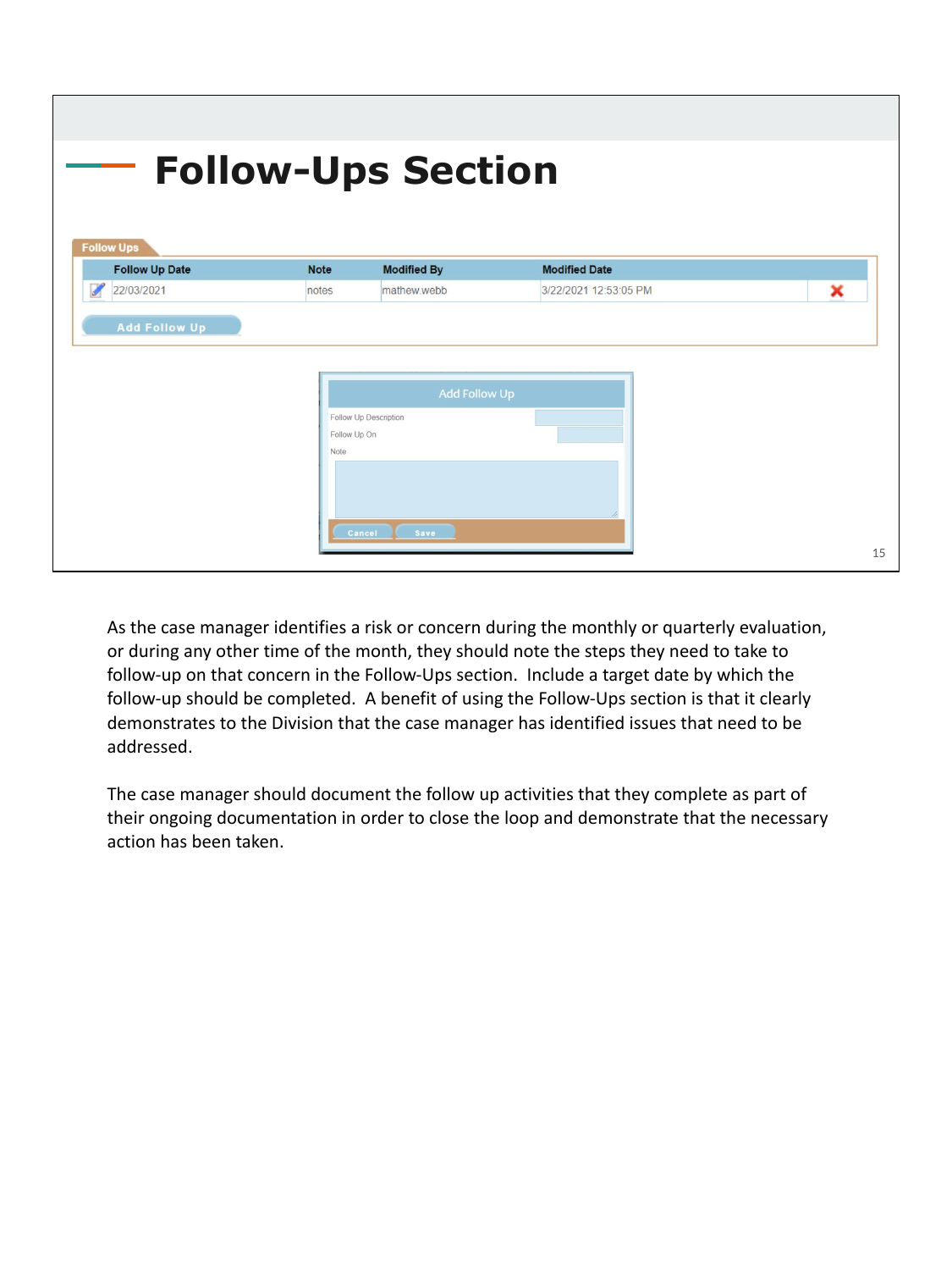# Follow-Ups Section

**Follow Ups**

| Follow Up Date | Note | Modified By | Modified Date |
| --- | --- | --- | --- |
| 22/03/2021 | notes | mathew.webb | 3/22/2021 12:53:05 PM |

Add Follow Up

**Add Follow Up**

Follow Up Description

Follow Up On

Note

Cancel Save

As the case manager identifies a risk or concern during the monthly or quarterly evaluation, or during any other time of the month, they should note the steps they need to take to follow-up on that concern in the Follow-Ups section. Include a target date by which the follow-up should be completed. A benefit of using the Follow-Ups section is that it clearly demonstrates to the Division that the case manager has identified issues that need to be addressed.

The case manager should document the follow up activities that they complete as part of their ongoing documentation in order to close the loop and demonstrate that the necessary action has been taken.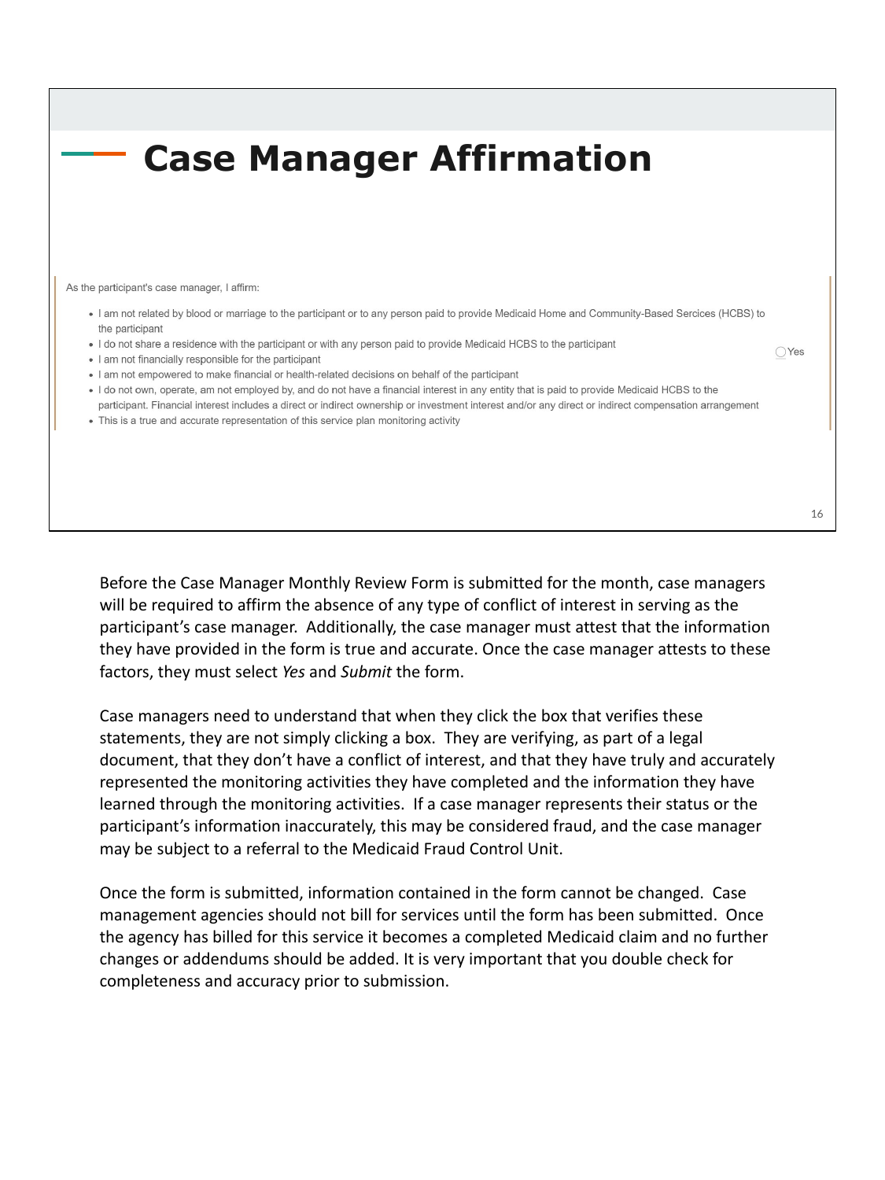# Case Manager Affirmation

As the participant's case manager, I affirm:

- I am not related by blood or marriage to the participant or to any person paid to provide Medicaid Home and Community-Based Sercices (HCBS) to the participant
- I do not share a residence with the participant or with any person paid to provide Medicaid HCBS to the participant
- I am not financially responsible for the participant
- I am not empowered to make financial or health-related decisions on behalf of the participant
- I do not own, operate, am not employed by, and do not have a financial interest in any entity that is paid to provide Medicaid HCBS to the participant. Financial interest includes a direct or indirect ownership or investment interest and/or any direct or indirect compensation arrangement
- This is a true and accurate representation of this service plan monitoring activity

◯Yes

Before the Case Manager Monthly Review Form is submitted for the month, case managers will be required to affirm the absence of any type of conflict of interest in serving as the participant's case manager. Additionally, the case manager must attest that the information they have provided in the form is true and accurate. Once the case manager attests to these factors, they must select *Yes* and *Submit* the form.

Case managers need to understand that when they click the box that verifies these statements, they are not simply clicking a box. They are verifying, as part of a legal document, that they don't have a conflict of interest, and that they have truly and accurately represented the monitoring activities they have completed and the information they have learned through the monitoring activities. If a case manager represents their status or the participant's information inaccurately, this may be considered fraud, and the case manager may be subject to a referral to the Medicaid Fraud Control Unit.

Once the form is submitted, information contained in the form cannot be changed. Case management agencies should not bill for services until the form has been submitted. Once the agency has billed for this service it becomes a completed Medicaid claim and no further changes or addendums should be added. It is very important that you double check for completeness and accuracy prior to submission.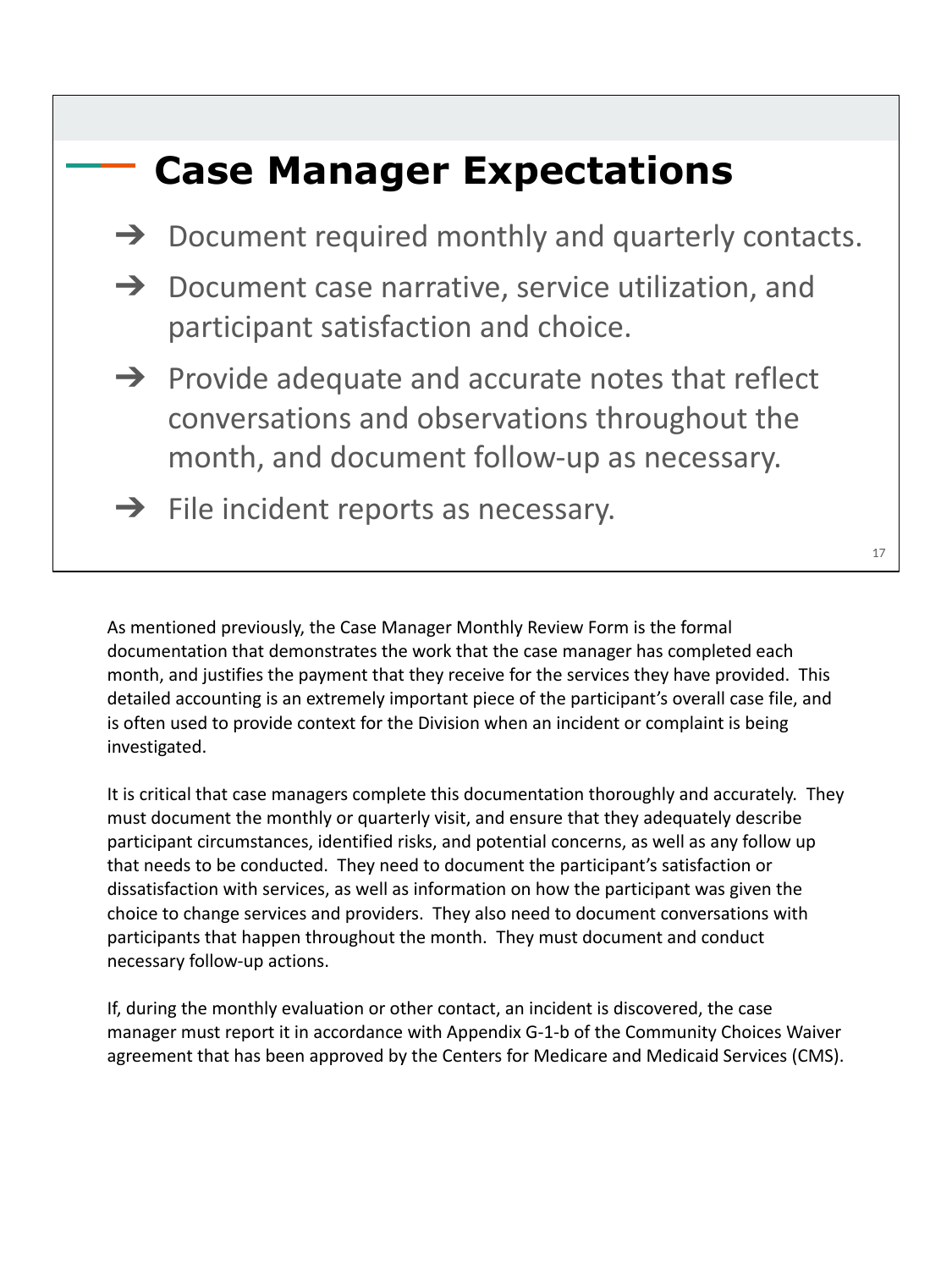## Case Manager Expectations

- ➔ Document required monthly and quarterly contacts.
- ➔ Document case narrative, service utilization, and participant satisfaction and choice.
- ➔ Provide adequate and accurate notes that reflect conversations and observations throughout the month, and document follow-up as necessary.
- ➔ File incident reports as necessary.

As mentioned previously, the Case Manager Monthly Review Form is the formal documentation that demonstrates the work that the case manager has completed each month, and justifies the payment that they receive for the services they have provided. This detailed accounting is an extremely important piece of the participant's overall case file, and is often used to provide context for the Division when an incident or complaint is being investigated.

It is critical that case managers complete this documentation thoroughly and accurately. They must document the monthly or quarterly visit, and ensure that they adequately describe participant circumstances, identified risks, and potential concerns, as well as any follow up that needs to be conducted. They need to document the participant's satisfaction or dissatisfaction with services, as well as information on how the participant was given the choice to change services and providers. They also need to document conversations with participants that happen throughout the month. They must document and conduct necessary follow-up actions.

If, during the monthly evaluation or other contact, an incident is discovered, the case manager must report it in accordance with Appendix G-1-b of the Community Choices Waiver agreement that has been approved by the Centers for Medicare and Medicaid Services (CMS).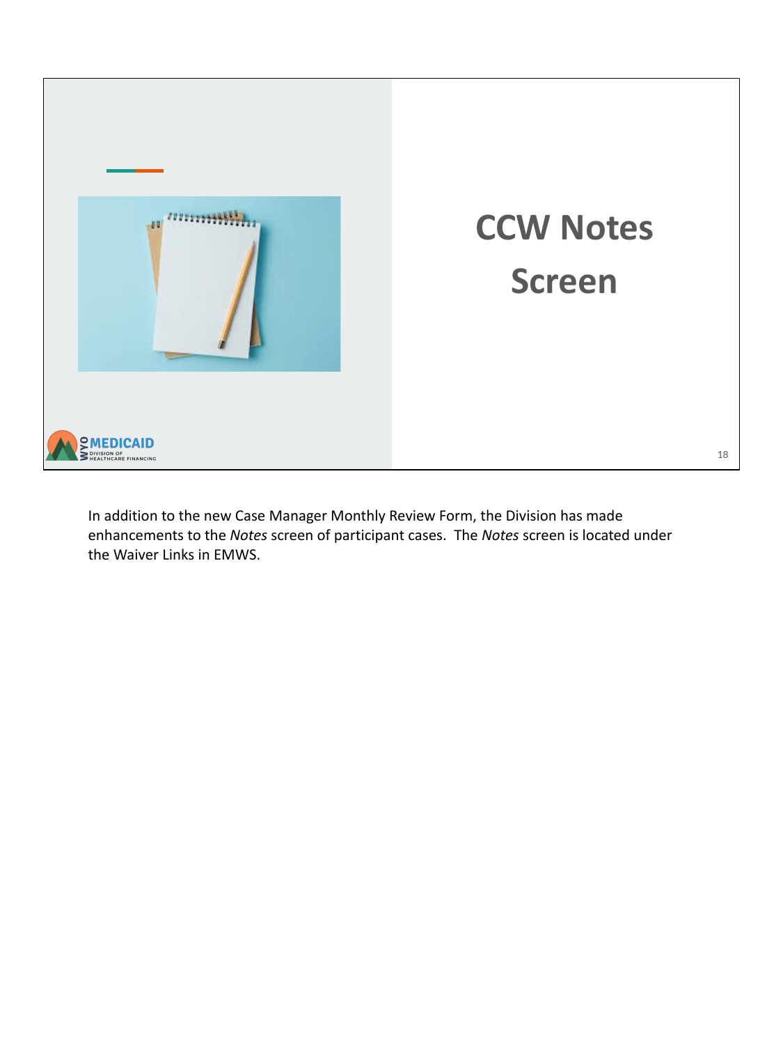# CCW Notes Screen

In addition to the new Case Manager Monthly Review Form, the Division has made enhancements to the *Notes* screen of participant cases. The *Notes* screen is located under the Waiver Links in EMWS.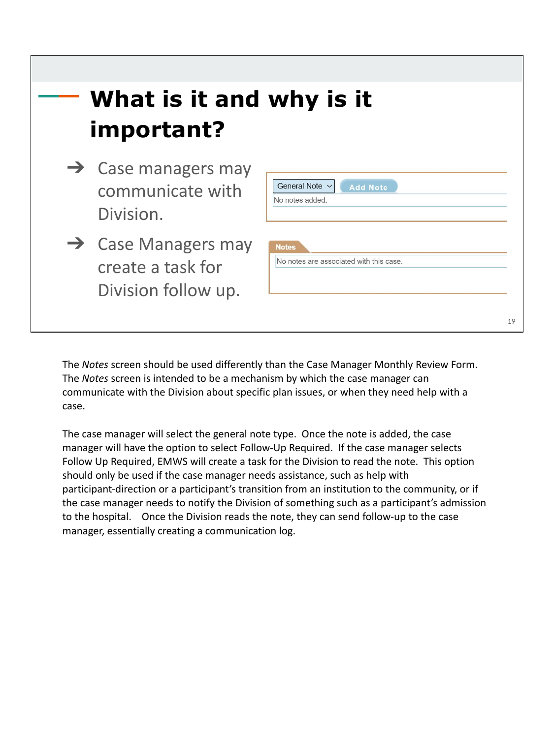# What is it and why is it important?

- ➔ Case managers may communicate with Division.
- ➔ Case Managers may create a task for Division follow up.

General Note | Add Note

No notes added.

Notes

No notes are associated with this case.

The *Notes* screen should be used differently than the Case Manager Monthly Review Form. The *Notes* screen is intended to be a mechanism by which the case manager can communicate with the Division about specific plan issues, or when they need help with a case.

The case manager will select the general note type. Once the note is added, the case manager will have the option to select Follow-Up Required. If the case manager selects Follow Up Required, EMWS will create a task for the Division to read the note. This option should only be used if the case manager needs assistance, such as help with participant-direction or a participant's transition from an institution to the community, or if the case manager needs to notify the Division of something such as a participant's admission to the hospital. Once the Division reads the note, they can send follow-up to the case manager, essentially creating a communication log.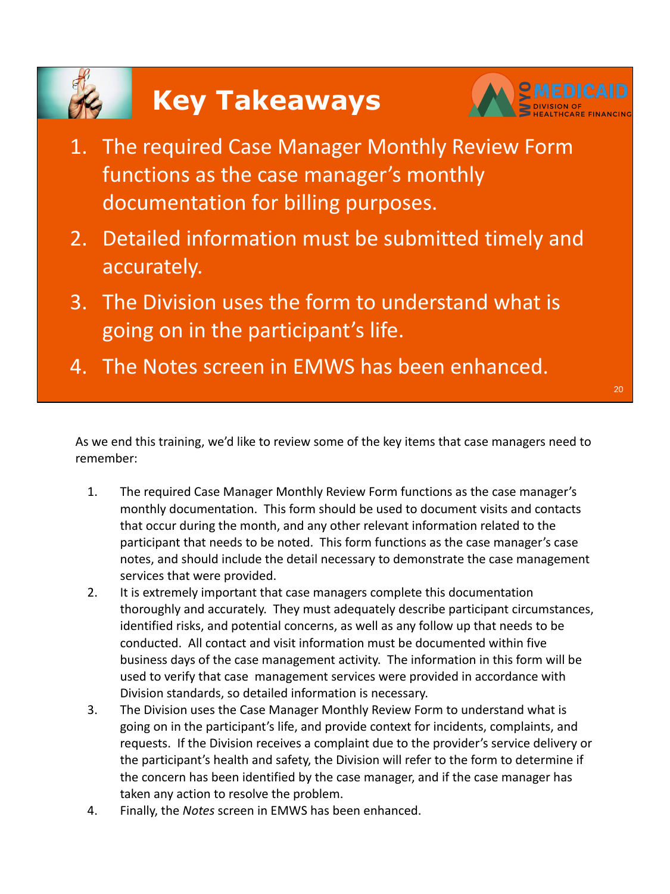# Key Takeaways

1. The required Case Manager Monthly Review Form functions as the case manager's monthly documentation for billing purposes.
2. Detailed information must be submitted timely and accurately.
3. The Division uses the form to understand what is going on in the participant's life.
4. The Notes screen in EMWS has been enhanced.

As we end this training, we'd like to review some of the key items that case managers need to remember:

1. The required Case Manager Monthly Review Form functions as the case manager's monthly documentation. This form should be used to document visits and contacts that occur during the month, and any other relevant information related to the participant that needs to be noted. This form functions as the case manager's case notes, and should include the detail necessary to demonstrate the case management services that were provided.
2. It is extremely important that case managers complete this documentation thoroughly and accurately. They must adequately describe participant circumstances, identified risks, and potential concerns, as well as any follow up that needs to be conducted. All contact and visit information must be documented within five business days of the case management activity. The information in this form will be used to verify that case management services were provided in accordance with Division standards, so detailed information is necessary.
3. The Division uses the Case Manager Monthly Review Form to understand what is going on in the participant's life, and provide context for incidents, complaints, and requests. If the Division receives a complaint due to the provider's service delivery or the participant's health and safety, the Division will refer to the form to determine if the concern has been identified by the case manager, and if the case manager has taken any action to resolve the problem.
4. Finally, the *Notes* screen in EMWS has been enhanced.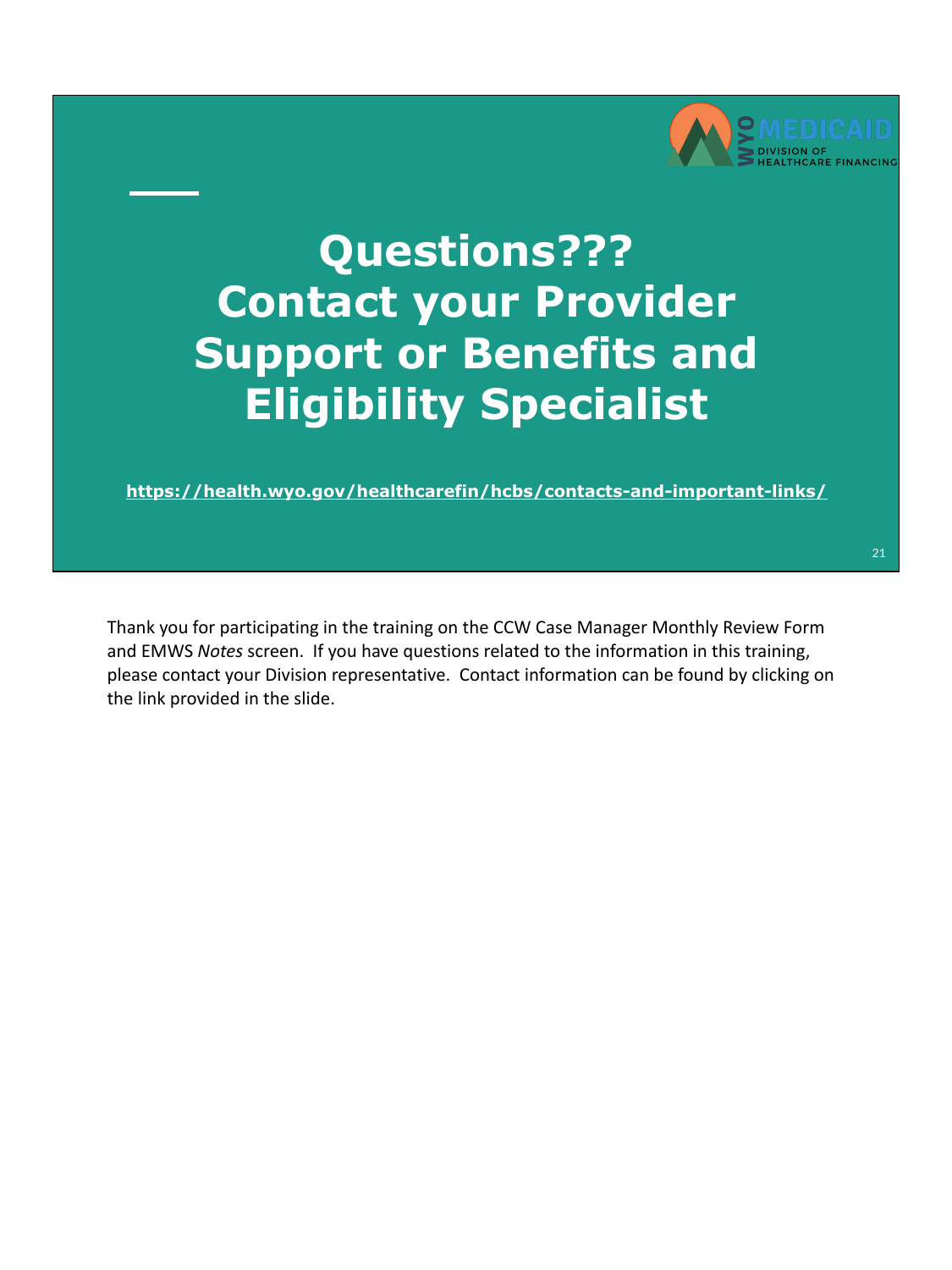# Questions???
# Contact your Provider Support or Benefits and Eligibility Specialist

**https://health.wyo.gov/healthcarefin/hcbs/contacts-and-important-links/**

Thank you for participating in the training on the CCW Case Manager Monthly Review Form and EMWS *Notes* screen. If you have questions related to the information in this training, please contact your Division representative. Contact information can be found by clicking on the link provided in the slide.